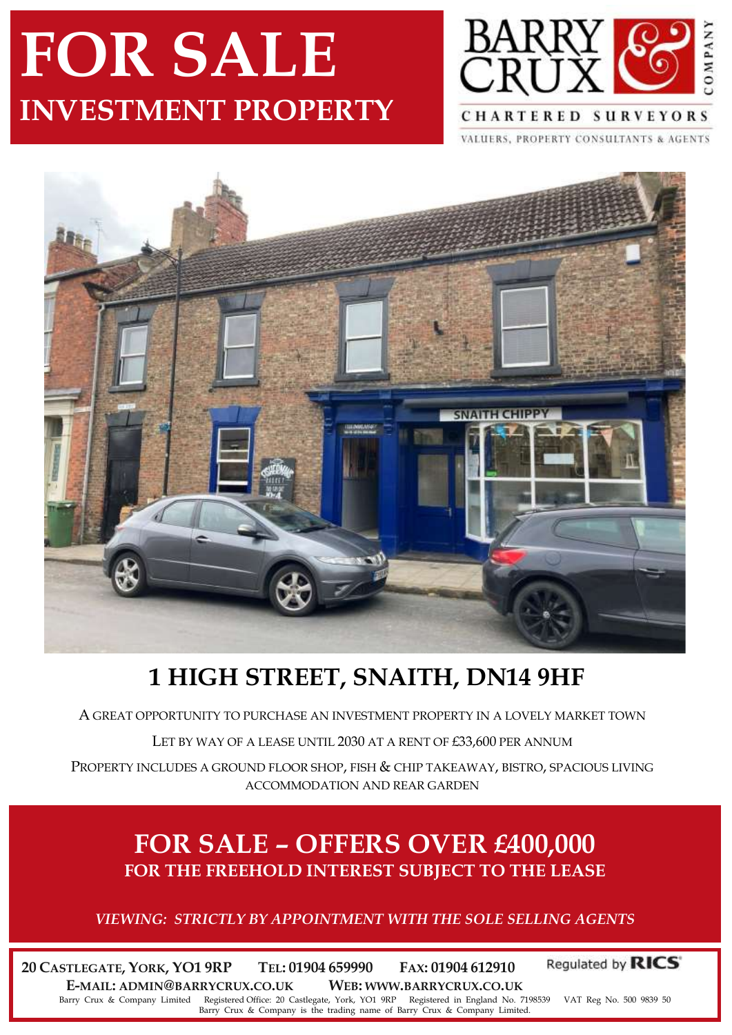# FOR SALE
## INVESTMENT PROPERTY

BARRY CRUX & COMPANY
CHARTERED SURVEYORS
VALUERS, PROPERTY CONSULTANTS & AGENTS

## 1 HIGH STREET, SNAITH, DN14 9HF

A GREAT OPPORTUNITY TO PURCHASE AN INVESTMENT PROPERTY IN A LOVELY MARKET TOWN

LET BY WAY OF A LEASE UNTIL 2030 AT A RENT OF £33,600 PER ANNUM

PROPERTY INCLUDES A GROUND FLOOR SHOP, FISH & CHIP TAKEAWAY, BISTRO, SPACIOUS LIVING ACCOMMODATION AND REAR GARDEN

## FOR SALE – OFFERS OVER £400,000
### FOR THE FREEHOLD INTEREST SUBJECT TO THE LEASE

*VIEWING: STRICTLY BY APPOINTMENT WITH THE SOLE SELLING AGENTS*

**20 CASTLEGATE, YORK, YO1 9RP** **TEL: 01904 659990** **FAX: 01904 612910** Regulated by RICS
**E-MAIL: ADMIN@BARRYCRUX.CO.UK** **WEB: WWW.BARRYCRUX.CO.UK**

Barry Crux & Company Limited Registered Office: 20 Castlegate, York, YO1 9RP Registered in England No. 7198539 VAT Reg No. 500 9839 50
Barry Crux & Company is the trading name of Barry Crux & Company Limited.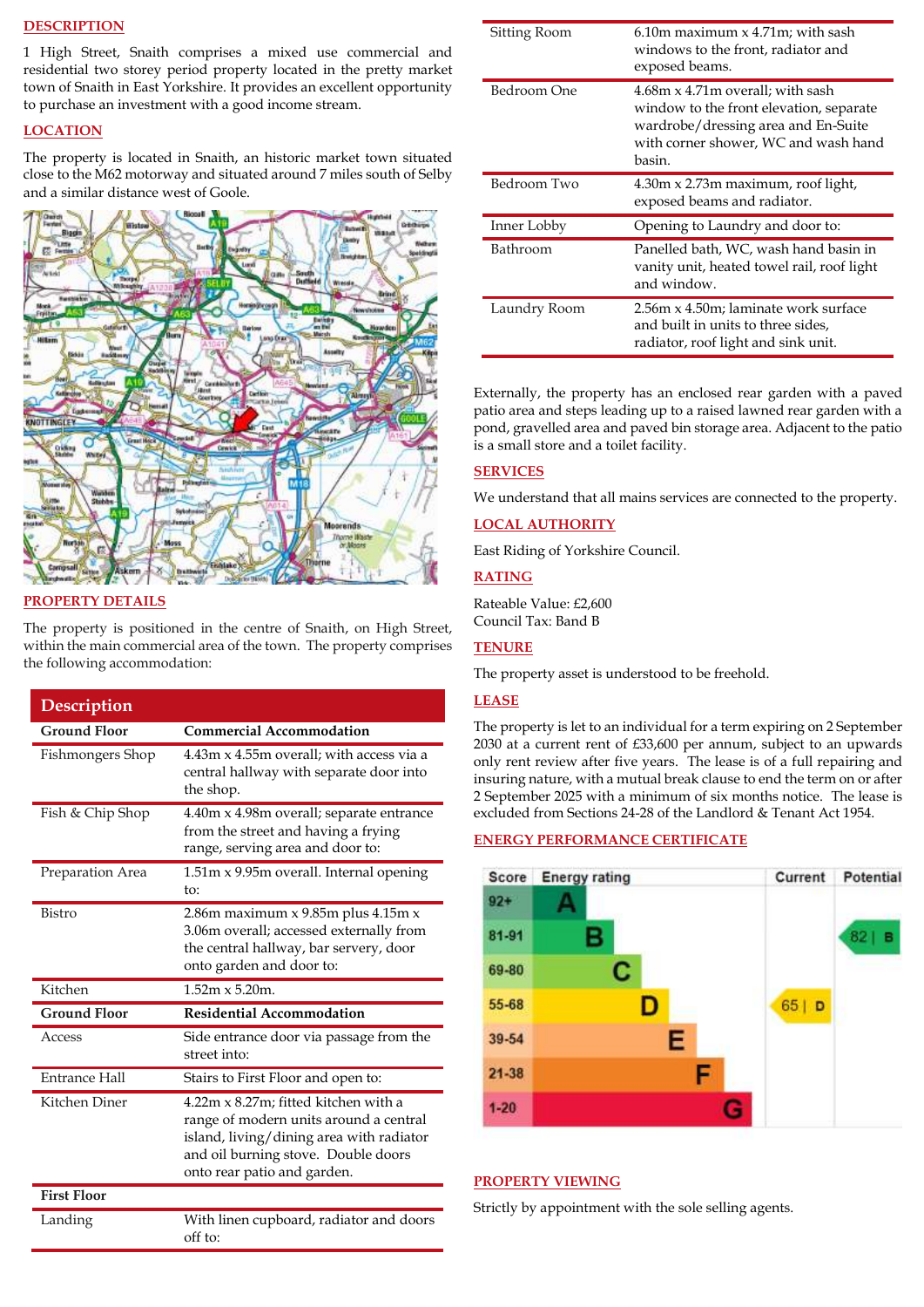## DESCRIPTION

1 High Street, Snaith comprises a mixed use commercial and residential two storey period property located in the pretty market town of Snaith in East Yorkshire. It provides an excellent opportunity to purchase an investment with a good income stream.

## LOCATION

The property is located in Snaith, an historic market town situated close to the M62 motorway and situated around 7 miles south of Selby and a similar distance west of Goole.

## PROPERTY DETAILS

The property is positioned in the centre of Snaith, on High Street, within the main commercial area of the town. The property comprises the following accommodation:

| Description | |
|---|---|
| **Ground Floor** | **Commercial Accommodation** |
| Fishmongers Shop | 4.43m x 4.55m overall; with access via a central hallway with separate door into the shop. |
| Fish & Chip Shop | 4.40m x 4.98m overall; separate entrance from the street and having a frying range, serving area and door to: |
| Preparation Area | 1.51m x 9.95m overall. Internal opening to: |
| Bistro | 2.86m maximum x 9.85m plus 4.15m x 3.06m overall; accessed externally from the central hallway, bar servery, door onto garden and door to: |
| Kitchen | 1.52m x 5.20m. |
| **Ground Floor** | **Residential Accommodation** |
| Access | Side entrance door via passage from the street into: |
| Entrance Hall | Stairs to First Floor and open to: |
| Kitchen Diner | 4.22m x 8.27m; fitted kitchen with a range of modern units around a central island, living/dining area with radiator and oil burning stove. Double doors onto rear patio and garden. |
| **First Floor** | |
| Landing | With linen cupboard, radiator and doors off to: |
| Sitting Room | 6.10m maximum x 4.71m; with sash windows to the front, radiator and exposed beams. |
| Bedroom One | 4.68m x 4.71m overall; with sash window to the front elevation, separate wardrobe/dressing area and En-Suite with corner shower, WC and wash hand basin. |
| Bedroom Two | 4.30m x 2.73m maximum, roof light, exposed beams and radiator. |
| Inner Lobby | Opening to Laundry and door to: |
| Bathroom | Panelled bath, WC, wash hand basin in vanity unit, heated towel rail, roof light and window. |
| Laundry Room | 2.56m x 4.50m; laminate work surface and built in units to three sides, radiator, roof light and sink unit. |

Externally, the property has an enclosed rear garden with a paved patio area and steps leading up to a raised lawned rear garden with a pond, gravelled area and paved bin storage area. Adjacent to the patio is a small store and a toilet facility.

## SERVICES

We understand that all mains services are connected to the property.

## LOCAL AUTHORITY

East Riding of Yorkshire Council.

## RATING

Rateable Value: £2,600
Council Tax: Band B

## TENURE

The property asset is understood to be freehold.

## LEASE

The property is let to an individual for a term expiring on 2 September 2030 at a current rent of £33,600 per annum, subject to an upwards only rent review after five years. The lease is of a full repairing and insuring nature, with a mutual break clause to end the term on or after 2 September 2025 with a minimum of six months notice. The lease is excluded from Sections 24-28 of the Landlord & Tenant Act 1954.

## ENERGY PERFORMANCE CERTIFICATE

| Score | Energy rating | Current | Potential |
|---|---|---|---|
| 92+ | A | | |
| 81-91 | B | | 82 \| B |
| 69-80 | C | | |
| 55-68 | D | 65 \| D | |
| 39-54 | E | | |
| 21-38 | F | | |
| 1-20 | G | | |

## PROPERTY VIEWING

Strictly by appointment with the sole selling agents.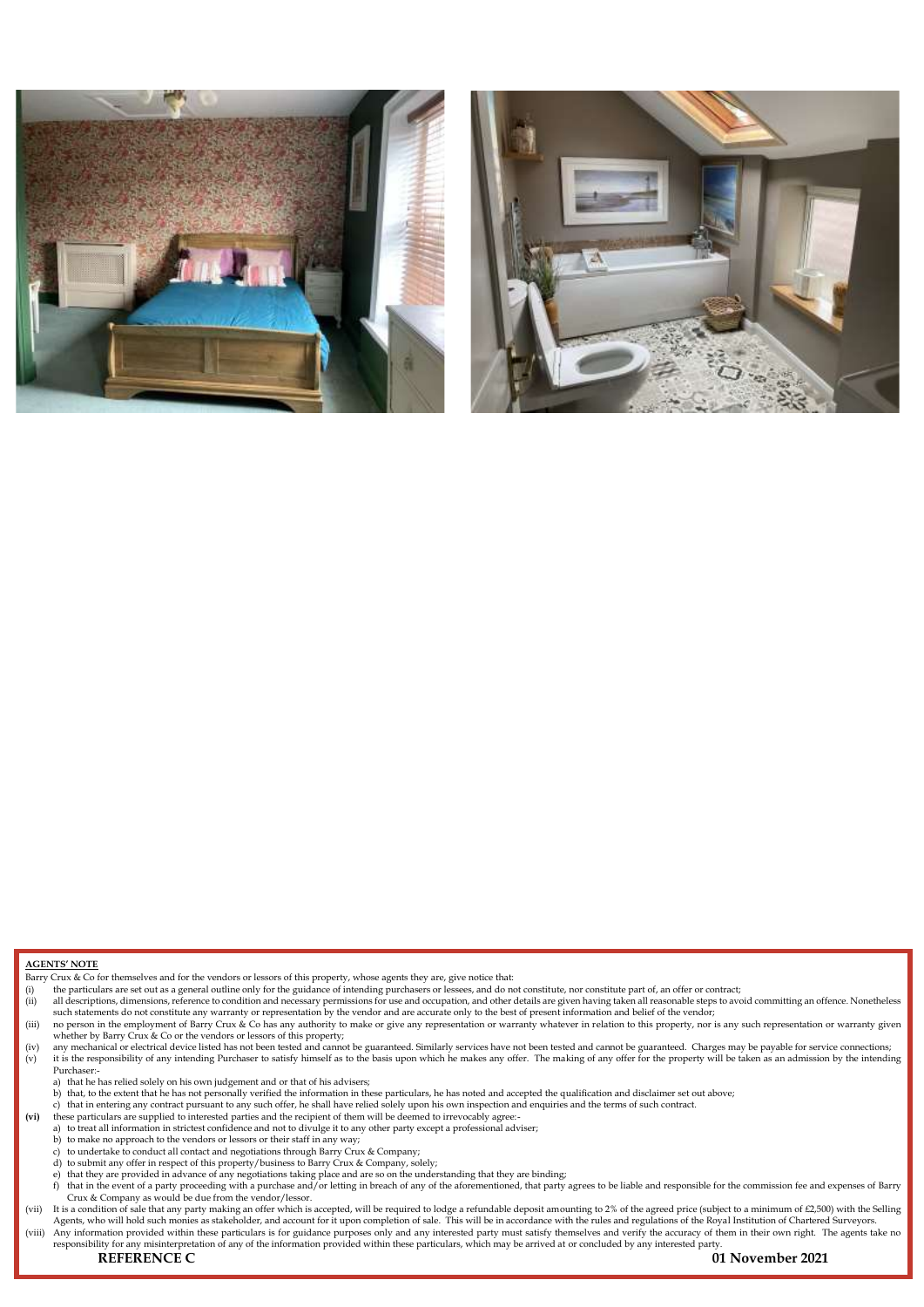**AGENTS' NOTE**

Barry Crux & Co for themselves and for the vendors or lessors of this property, whose agents they are, give notice that:

(i) the particulars are set out as a general outline only for the guidance of intending purchasers or lessees, and do not constitute, nor constitute part of, an offer or contract;

(ii) all descriptions, dimensions, reference to condition and necessary permissions for use and occupation, and other details are given having taken all reasonable steps to avoid committing an offence. Nonetheless such statements do not constitute any warranty or representation by the vendor and are accurate only to the best of present information and belief of the vendor;

(iii) no person in the employment of Barry Crux & Co has any authority to make or give any representation or warranty whatever in relation to this property, nor is any such representation or warranty given whether by Barry Crux & Co or the vendors or lessors of this property;

(iv) any mechanical or electrical device listed has not been tested and cannot be guaranteed. Similarly services have not been tested and cannot be guaranteed. Charges may be payable for service connections;

(v) it is the responsibility of any intending Purchaser to satisfy himself as to the basis upon which he makes any offer. The making of any offer for the property will be taken as an admission by the intending Purchaser:-

a) that he has relied solely on his own judgement and or that of his advisers;
b) that, to the extent that he has not personally verified the information in these particulars, he has noted and accepted the qualification and disclaimer set out above;
c) that in entering any contract pursuant to any such offer, he shall have relied solely upon his own inspection and enquiries and the terms of such contract.

**(vi)** these particulars are supplied to interested parties and the recipient of them will be deemed to irrevocably agree:-

a) to treat all information in strictest confidence and not to divulge it to any other party except a professional adviser;
b) to make no approach to the vendors or lessors or their staff in any way;
c) to undertake to conduct all contact and negotiations through Barry Crux & Company;
d) to submit any offer in respect of this property/business to Barry Crux & Company, solely;
e) that they are provided in advance of any negotiations taking place and are so on the understanding that they are binding;
f) that in the event of a party proceeding with a purchase and/or letting in breach of any of the aforementioned, that party agrees to be liable and responsible for the commission fee and expenses of Barry Crux & Company as would be due from the vendor/lessor.

(vii) It is a condition of sale that any party making an offer which is accepted, will be required to lodge a refundable deposit amounting to 2% of the agreed price (subject to a minimum of £2,500) with the Selling Agents, who will hold such monies as stakeholder, and account for it upon completion of sale. This will be in accordance with the rules and regulations of the Royal Institution of Chartered Surveyors.

(viii) Any information provided within these particulars is for guidance purposes only and any interested party must satisfy themselves and verify the accuracy of them in their own right. The agents take no responsibility for any misinterpretation of any of the information provided within these particulars, which may be arrived at or concluded by any interested party.

**REFERENCE C** **01 November 2021**